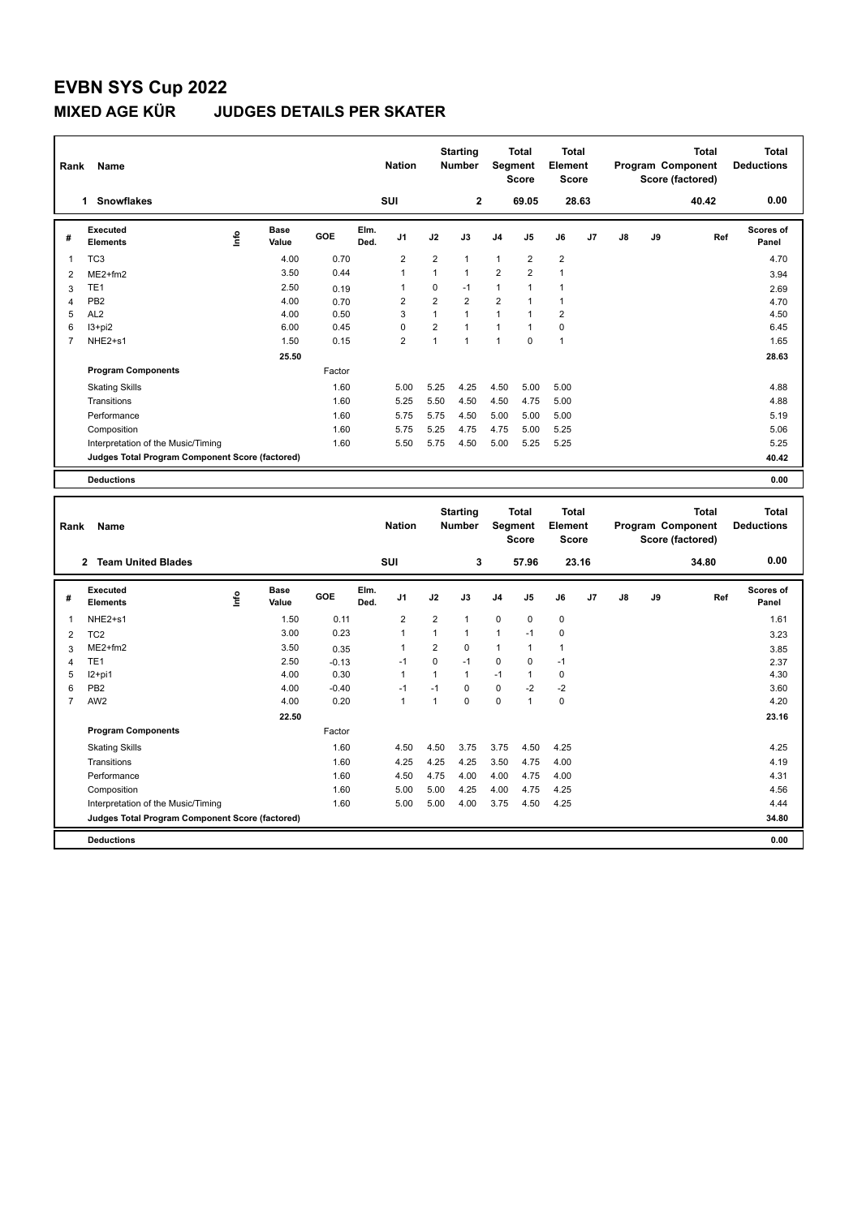# EVBN SYS Cup 2022

## MIXED AGE KÜR JUDGES DETAILS PER SKATER

| Rank | Name | Nation | Starting Number | Total Segment Score | Total Element Score | Total Program Component Score (factored) | Total Deductions |
|---|---|---|---|---|---|---|---|
| 1 | Snowflakes | SUI | 2 | 69.05 | 28.63 | 40.42 | 0.00 |

| # | Executed Elements | Info | Base Value | GOE | Elm. Ded. | J1 | J2 | J3 | J4 | J5 | J6 | J7 | J8 | J9 | Ref | Scores of Panel |
|---|---|---|---|---|---|---|---|---|---|---|---|---|---|---|---|---|
| 1 | TC3 | | 4.00 | 0.70 | | 2 | 2 | 1 | 1 | 2 | 2 | | | | | 4.70 |
| 2 | ME2+fm2 | | 3.50 | 0.44 | | 1 | 1 | 1 | 2 | 2 | 1 | | | | | 3.94 |
| 3 | TE1 | | 2.50 | 0.19 | | 1 | 0 | -1 | 1 | 1 | 1 | | | | | 2.69 |
| 4 | PB2 | | 4.00 | 0.70 | | 2 | 2 | 2 | 2 | 1 | 1 | | | | | 4.70 |
| 5 | AL2 | | 4.00 | 0.50 | | 3 | 1 | 1 | 1 | 1 | 2 | | | | | 4.50 |
| 6 | I3+pi2 | | 6.00 | 0.45 | | 0 | 2 | 1 | 1 | 1 | 0 | | | | | 6.45 |
| 7 | NHE2+s1 | | 1.50 | 0.15 | | 2 | 1 | 1 | 1 | 0 | 1 | | | | | 1.65 |
| | | | 25.50 | | | | | | | | | | | | | 28.63 |
| | **Program Components** | | | Factor | | | | | | | | | | | | |
| | Skating Skills | | | 1.60 | | 5.00 | 5.25 | 4.25 | 4.50 | 5.00 | 5.00 | | | | | 4.88 |
| | Transitions | | | 1.60 | | 5.25 | 5.50 | 4.50 | 4.50 | 4.75 | 5.00 | | | | | 4.88 |
| | Performance | | | 1.60 | | 5.75 | 5.75 | 4.50 | 5.00 | 5.00 | 5.00 | | | | | 5.19 |
| | Composition | | | 1.60 | | 5.75 | 5.25 | 4.75 | 4.75 | 5.00 | 5.25 | | | | | 5.06 |
| | Interpretation of the Music/Timing | | | 1.60 | | 5.50 | 5.75 | 4.50 | 5.00 | 5.25 | 5.25 | | | | | 5.25 |
| | **Judges Total Program Component Score (factored)** | | | | | | | | | | | | | | | 40.42 |
| | **Deductions** | | | | | | | | | | | | | | | 0.00 |

| Rank | Name | Nation | Starting Number | Total Segment Score | Total Element Score | Total Program Component Score (factored) | Total Deductions |
|---|---|---|---|---|---|---|---|
| 2 | Team United Blades | SUI | 3 | 57.96 | 23.16 | 34.80 | 0.00 |

| # | Executed Elements | Info | Base Value | GOE | Elm. Ded. | J1 | J2 | J3 | J4 | J5 | J6 | J7 | J8 | J9 | Ref | Scores of Panel |
|---|---|---|---|---|---|---|---|---|---|---|---|---|---|---|---|---|
| 1 | NHE2+s1 | | 1.50 | 0.11 | | 2 | 2 | 1 | 0 | 0 | 0 | | | | | 1.61 |
| 2 | TC2 | | 3.00 | 0.23 | | 1 | 1 | 1 | 1 | -1 | 0 | | | | | 3.23 |
| 3 | ME2+fm2 | | 3.50 | 0.35 | | 1 | 2 | 0 | 1 | 1 | 1 | | | | | 3.85 |
| 4 | TE1 | | 2.50 | -0.13 | | -1 | 0 | -1 | 0 | 0 | -1 | | | | | 2.37 |
| 5 | I2+pi1 | | 4.00 | 0.30 | | 1 | 1 | 1 | -1 | 1 | 0 | | | | | 4.30 |
| 6 | PB2 | | 4.00 | -0.40 | | -1 | -1 | 0 | 0 | -2 | -2 | | | | | 3.60 |
| 7 | AW2 | | 4.00 | 0.20 | | 1 | 1 | 0 | 0 | 1 | 0 | | | | | 4.20 |
| | | | 22.50 | | | | | | | | | | | | | 23.16 |
| | **Program Components** | | | Factor | | | | | | | | | | | | |
| | Skating Skills | | | 1.60 | | 4.50 | 4.50 | 3.75 | 3.75 | 4.50 | 4.25 | | | | | 4.25 |
| | Transitions | | | 1.60 | | 4.25 | 4.25 | 4.25 | 3.50 | 4.75 | 4.00 | | | | | 4.19 |
| | Performance | | | 1.60 | | 4.50 | 4.75 | 4.00 | 4.00 | 4.75 | 4.00 | | | | | 4.31 |
| | Composition | | | 1.60 | | 5.00 | 5.00 | 4.25 | 4.00 | 4.75 | 4.25 | | | | | 4.56 |
| | Interpretation of the Music/Timing | | | 1.60 | | 5.00 | 5.00 | 4.00 | 3.75 | 4.50 | 4.25 | | | | | 4.44 |
| | **Judges Total Program Component Score (factored)** | | | | | | | | | | | | | | | 34.80 |
| | **Deductions** | | | | | | | | | | | | | | | 0.00 |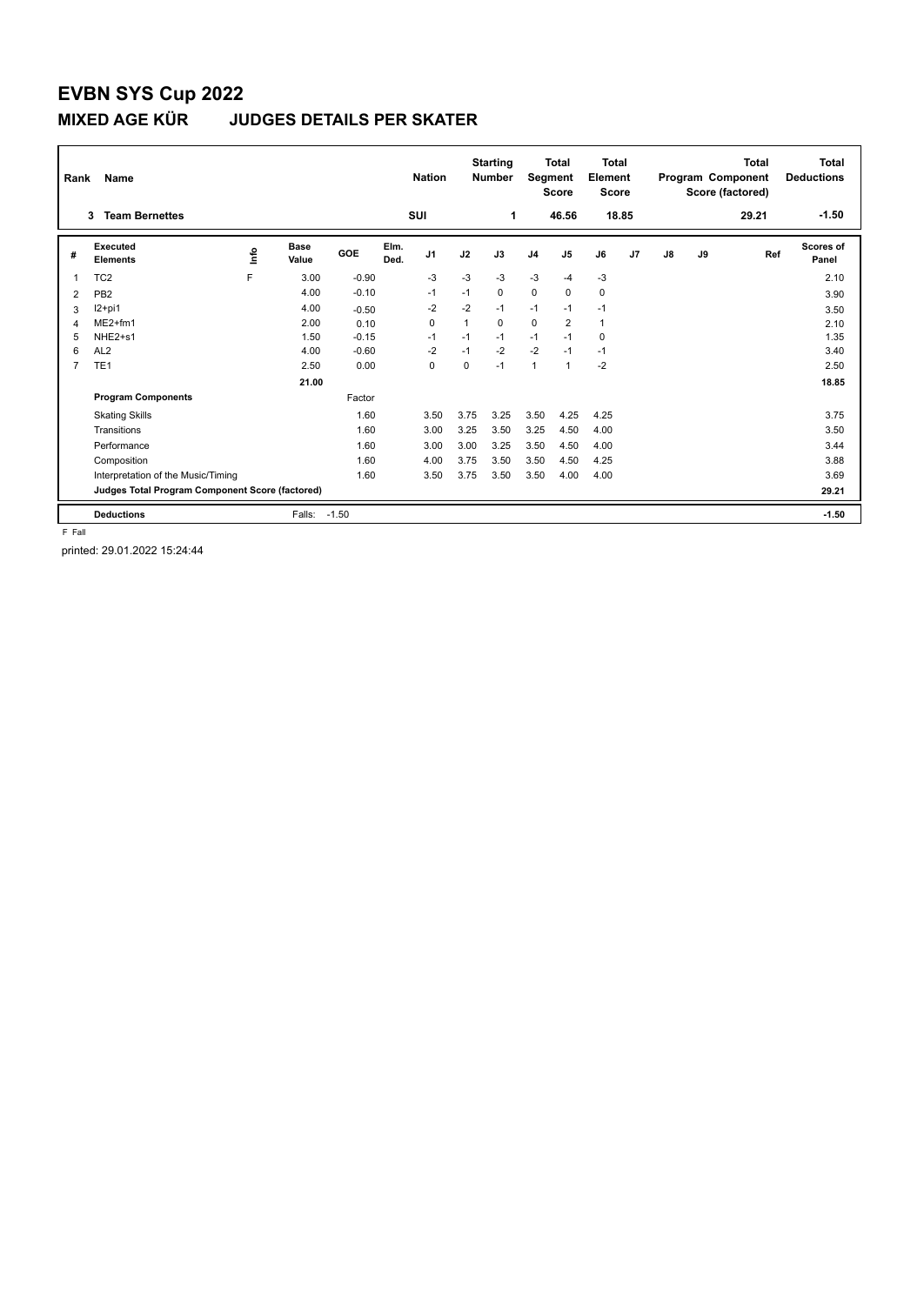# EVBN SYS Cup 2022

## MIXED AGE KÜR JUDGES DETAILS PER SKATER

| Rank | Name | Nation | Starting Number | Total Segment Score | Total Element Score | Total Program Component Score (factored) | Total Deductions |
|---|---|---|---|---|---|---|---|
| 3 | Team Bernettes | SUI | 1 | 46.56 | 18.85 | 29.21 | -1.50 |

| # | Executed Elements | Info | Base Value | GOE | Elm. Ded. | J1 | J2 | J3 | J4 | J5 | J6 | J7 | J8 | J9 | Ref | Scores of Panel |
|---|---|---|---|---|---|---|---|---|---|---|---|---|---|---|---|---|
| 1 | TC2 | F | 3.00 | -0.90 | | -3 | -3 | -3 | -3 | -4 | -3 | | | | | 2.10 |
| 2 | PB2 | | 4.00 | -0.10 | | -1 | -1 | 0 | 0 | 0 | 0 | | | | | 3.90 |
| 3 | I2+pi1 | | 4.00 | -0.50 | | -2 | -2 | -1 | -1 | -1 | -1 | | | | | 3.50 |
| 4 | ME2+fm1 | | 2.00 | 0.10 | | 0 | 1 | 0 | 0 | 2 | 1 | | | | | 2.10 |
| 5 | NHE2+s1 | | 1.50 | -0.15 | | -1 | -1 | -1 | -1 | -1 | 0 | | | | | 1.35 |
| 6 | AL2 | | 4.00 | -0.60 | | -2 | -1 | -2 | -2 | -1 | -1 | | | | | 3.40 |
| 7 | TE1 | | 2.50 | 0.00 | | 0 | 0 | -1 | 1 | 1 | -2 | | | | | 2.50 |
| | | | 21.00 | | | | | | | | | | | | | 18.85 |
| | **Program Components** | | | Factor | | | | | | | | | | | | |
| | Skating Skills | | | 1.60 | | 3.50 | 3.75 | 3.25 | 3.50 | 4.25 | 4.25 | | | | | 3.75 |
| | Transitions | | | 1.60 | | 3.00 | 3.25 | 3.50 | 3.25 | 4.50 | 4.00 | | | | | 3.50 |
| | Performance | | | 1.60 | | 3.00 | 3.00 | 3.25 | 3.50 | 4.50 | 4.00 | | | | | 3.44 |
| | Composition | | | 1.60 | | 4.00 | 3.75 | 3.50 | 3.50 | 4.50 | 4.25 | | | | | 3.88 |
| | Interpretation of the Music/Timing | | | 1.60 | | 3.50 | 3.75 | 3.50 | 3.50 | 4.00 | 4.00 | | | | | 3.69 |
| | **Judges Total Program Component Score (factored)** | | | | | | | | | | | | | | | **29.21** |
| | **Deductions** | | Falls: | -1.50 | | | | | | | | | | | | **-1.50** |

F Fall

printed: 29.01.2022 15:24:44